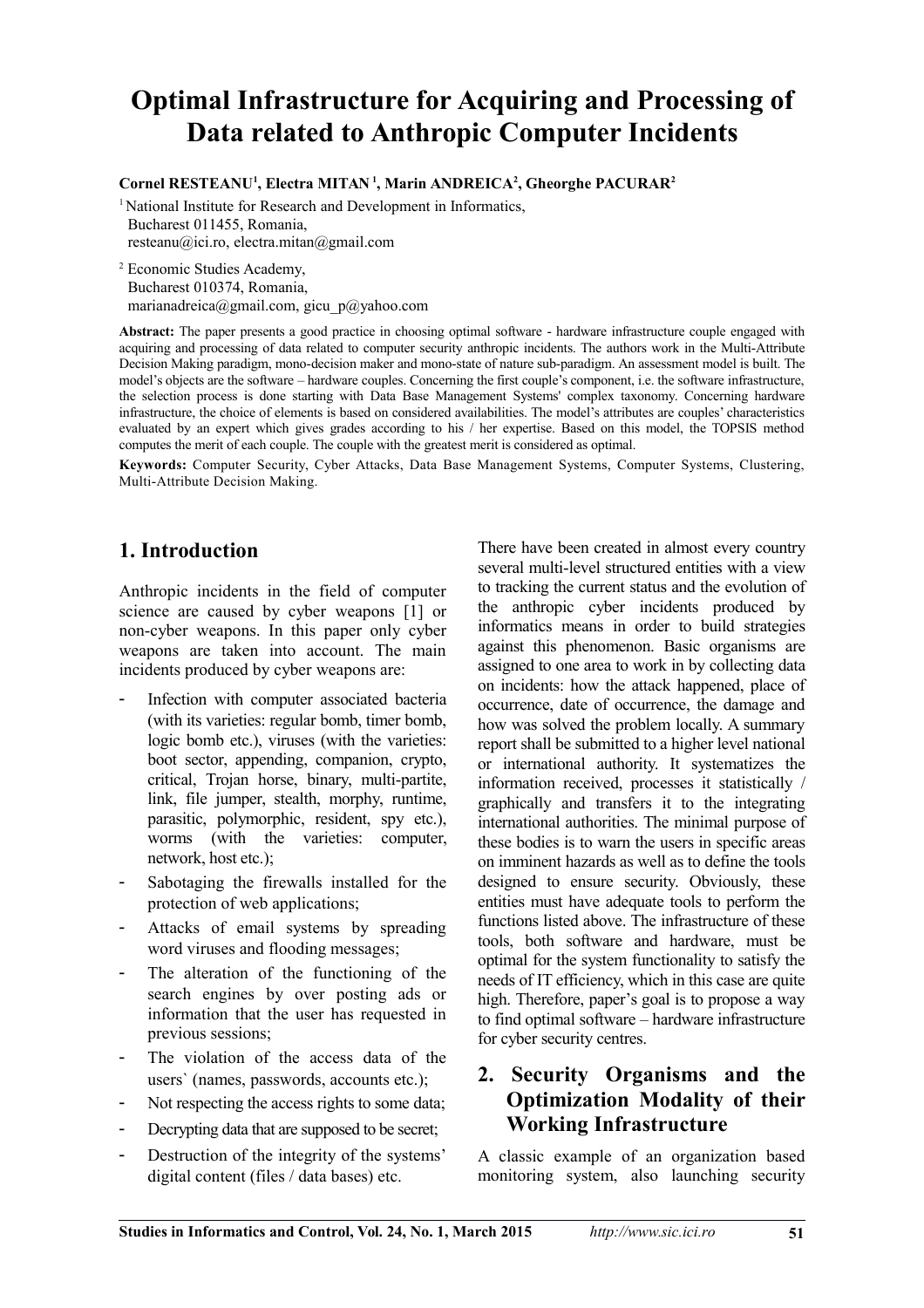# Optimal Infrastructure for Acquiring and Processing of Data related to Anthropic Computer Incidents

**Cornel RESTEANU[1], Electra MITAN [1], Marin ANDREICA[2], Gheorghe PACURAR[2]**

[1] National Institute for Research and Development in Informatics,
Bucharest 011455, Romania,
resteanu@ici.ro, electra.mitan@gmail.com

[2] Economic Studies Academy,
Bucharest 010374, Romania,
marianadreica@gmail.com, gicu_p@yahoo.com

**Abstract:** The paper presents a good practice in choosing optimal software - hardware infrastructure couple engaged with acquiring and processing of data related to computer security anthropic incidents. The authors work in the Multi-Attribute Decision Making paradigm, mono-decision maker and mono-state of nature sub-paradigm. An assessment model is built. The model's objects are the software – hardware couples. Concerning the first couple's component, i.e. the software infrastructure, the selection process is done starting with Data Base Management Systems' complex taxonomy. Concerning hardware infrastructure, the choice of elements is based on considered availabilities. The model's attributes are couples' characteristics evaluated by an expert which gives grades according to his / her expertise. Based on this model, the TOPSIS method computes the merit of each couple. The couple with the greatest merit is considered as optimal.

**Keywords:** Computer Security, Cyber Attacks, Data Base Management Systems, Computer Systems, Clustering, Multi-Attribute Decision Making.

## 1. Introduction

Anthropic incidents in the field of computer science are caused by cyber weapons [1] or non-cyber weapons. In this paper only cyber weapons are taken into account. The main incidents produced by cyber weapons are:

- Infection with computer associated bacteria (with its varieties: regular bomb, timer bomb, logic bomb etc.), viruses (with the varieties: boot sector, appending, companion, crypto, critical, Trojan horse, binary, multi-partite, link, file jumper, stealth, morphy, runtime, parasitic, polymorphic, resident, spy etc.), worms (with the varieties: computer, network, host etc.);
- Sabotaging the firewalls installed for the protection of web applications;
- Attacks of email systems by spreading word viruses and flooding messages;
- The alteration of the functioning of the search engines by over posting ads or information that the user has requested in previous sessions;
- The violation of the access data of the users` (names, passwords, accounts etc.);
- Not respecting the access rights to some data;
- Decrypting data that are supposed to be secret;
- Destruction of the integrity of the systems' digital content (files / data bases) etc.

There have been created in almost every country several multi-level structured entities with a view to tracking the current status and the evolution of the anthropic cyber incidents produced by informatics means in order to build strategies against this phenomenon. Basic organisms are assigned to one area to work in by collecting data on incidents: how the attack happened, place of occurrence, date of occurrence, the damage and how was solved the problem locally. A summary report shall be submitted to a higher level national or international authority. It systematizes the information received, processes it statistically / graphically and transfers it to the integrating international authorities. The minimal purpose of these bodies is to warn the users in specific areas on imminent hazards as well as to define the tools designed to ensure security. Obviously, these entities must have adequate tools to perform the functions listed above. The infrastructure of these tools, both software and hardware, must be optimal for the system functionality to satisfy the needs of IT efficiency, which in this case are quite high. Therefore, paper's goal is to propose a way to find optimal software – hardware infrastructure for cyber security centres.

## 2. Security Organisms and the Optimization Modality of their Working Infrastructure

A classic example of an organization based monitoring system, also launching security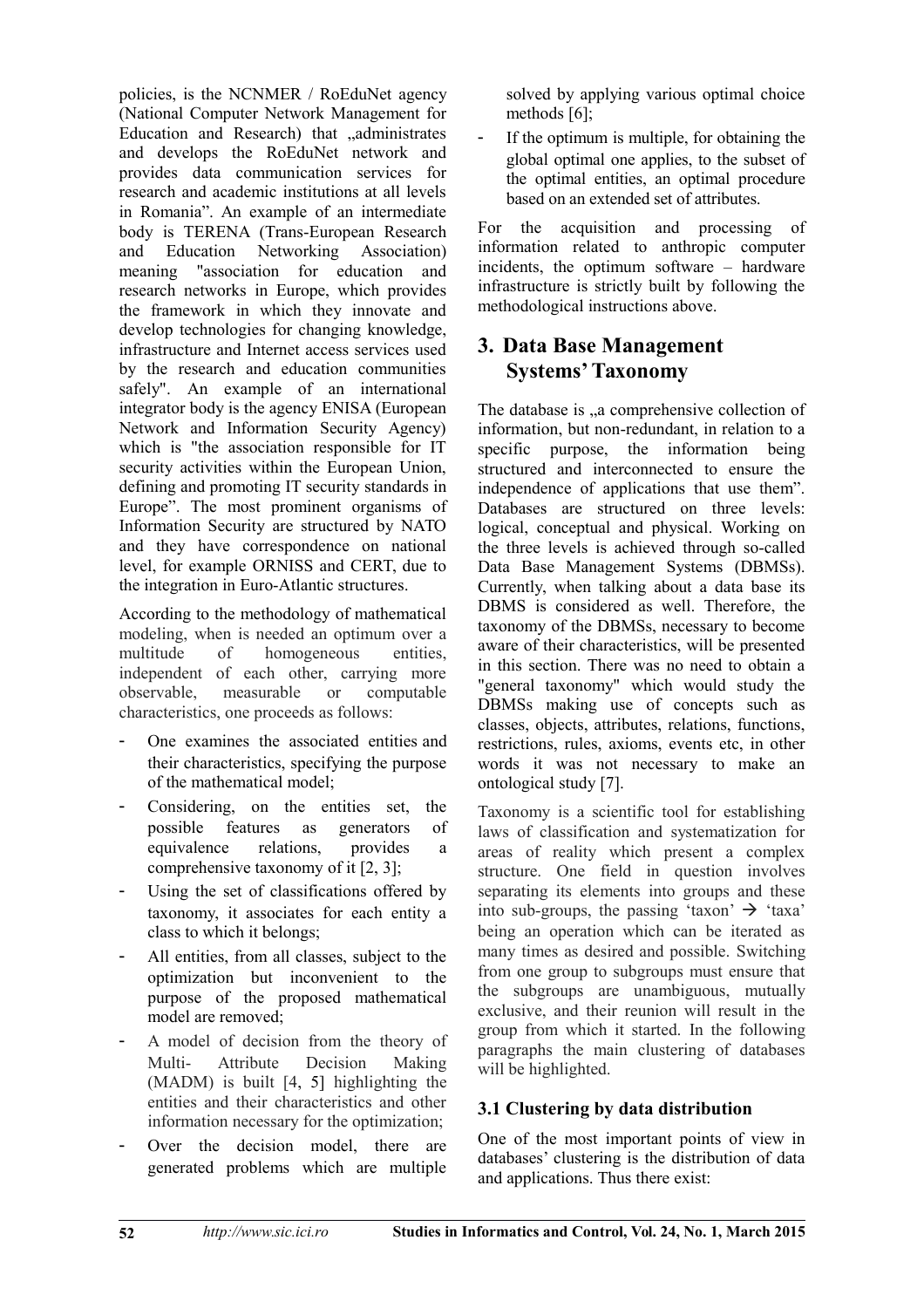policies, is the NCNMER / RoEduNet agency (National Computer Network Management for Education and Research) that „administrates and develops the RoEduNet network and provides data communication services for research and academic institutions at all levels in Romania". An example of an intermediate body is TERENA (Trans-European Research and Education Networking Association) meaning "association for education and research networks in Europe, which provides the framework in which they innovate and develop technologies for changing knowledge, infrastructure and Internet access services used by the research and education communities safely". An example of an international integrator body is the agency ENISA (European Network and Information Security Agency) which is "the association responsible for IT security activities within the European Union, defining and promoting IT security standards in Europe". The most prominent organisms of Information Security are structured by NATO and they have correspondence on national level, for example ORNISS and CERT, due to the integration in Euro-Atlantic structures.

According to the methodology of mathematical modeling, when is needed an optimum over a multitude of homogeneous entities, independent of each other, carrying more observable, measurable or computable characteristics, one proceeds as follows:

- One examines the associated entities and their characteristics, specifying the purpose of the mathematical model;
- Considering, on the entities set, the possible features as generators of equivalence relations, provides a comprehensive taxonomy of it [2, 3];
- Using the set of classifications offered by taxonomy, it associates for each entity a class to which it belongs;
- All entities, from all classes, subject to the optimization but inconvenient to the purpose of the proposed mathematical model are removed;
- A model of decision from the theory of Multi- Attribute Decision Making (MADM) is built [4, 5] highlighting the entities and their characteristics and other information necessary for the optimization;
- Over the decision model, there are generated problems which are multiple solved by applying various optimal choice methods [6];
- If the optimum is multiple, for obtaining the global optimal one applies, to the subset of the optimal entities, an optimal procedure based on an extended set of attributes.

For the acquisition and processing of information related to anthropic computer incidents, the optimum software – hardware infrastructure is strictly built by following the methodological instructions above.

## 3. Data Base Management Systems' Taxonomy

The database is „a comprehensive collection of information, but non-redundant, in relation to a specific purpose, the information being structured and interconnected to ensure the independence of applications that use them". Databases are structured on three levels: logical, conceptual and physical. Working on the three levels is achieved through so-called Data Base Management Systems (DBMSs). Currently, when talking about a data base its DBMS is considered as well. Therefore, the taxonomy of the DBMSs, necessary to become aware of their characteristics, will be presented in this section. There was no need to obtain a "general taxonomy" which would study the DBMSs making use of concepts such as classes, objects, attributes, relations, functions, restrictions, rules, axioms, events etc, in other words it was not necessary to make an ontological study [7].

Taxonomy is a scientific tool for establishing laws of classification and systematization for areas of reality which present a complex structure. One field in question involves separating its elements into groups and these into sub-groups, the passing 'taxon' → 'taxa' being an operation which can be iterated as many times as desired and possible. Switching from one group to subgroups must ensure that the subgroups are unambiguous, mutually exclusive, and their reunion will result in the group from which it started. In the following paragraphs the main clustering of databases will be highlighted.

### 3.1 Clustering by data distribution

One of the most important points of view in databases' clustering is the distribution of data and applications. Thus there exist: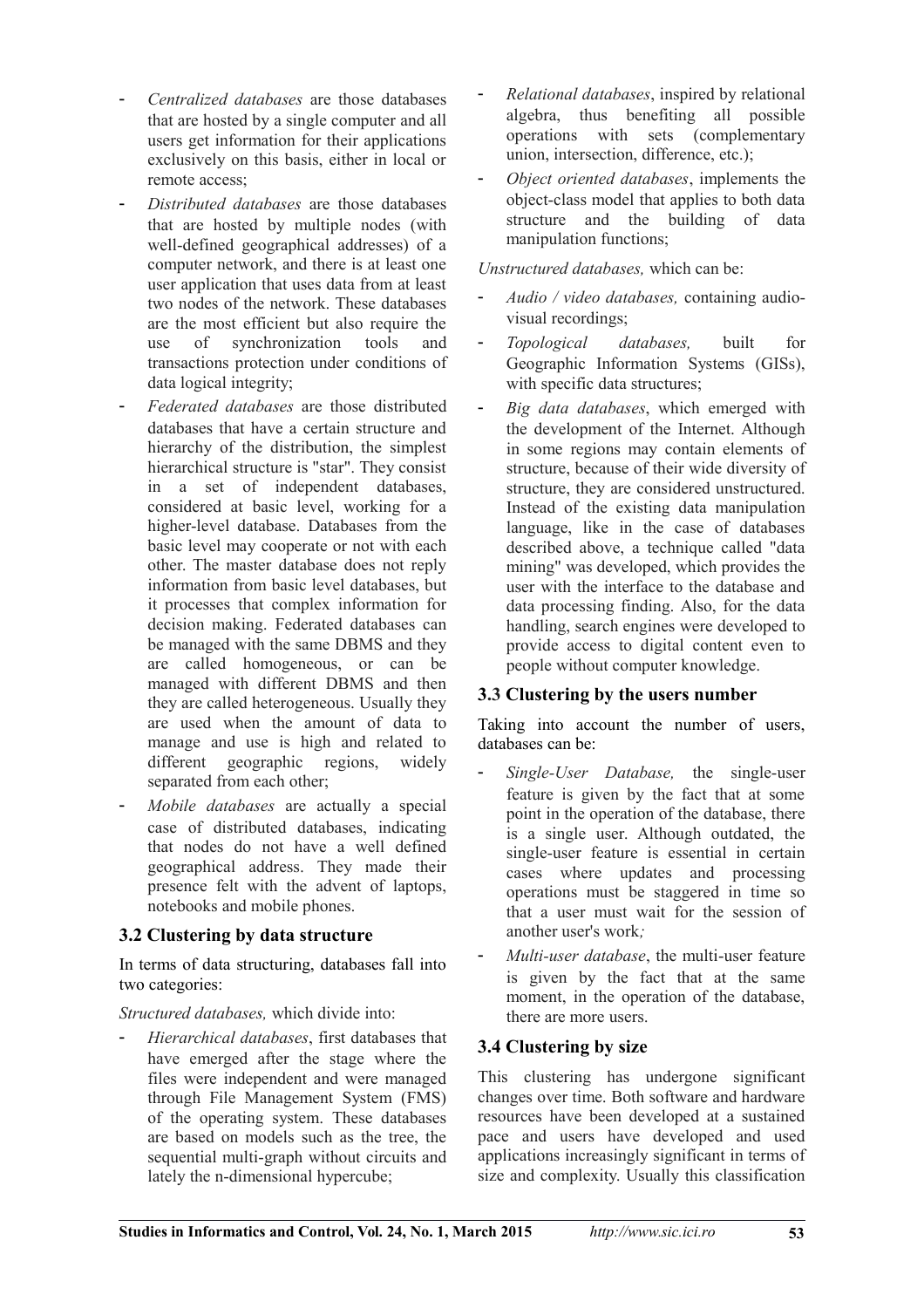- *Centralized databases* are those databases that are hosted by a single computer and all users get information for their applications exclusively on this basis, either in local or remote access;
- *Distributed databases* are those databases that are hosted by multiple nodes (with well-defined geographical addresses) of a computer network, and there is at least one user application that uses data from at least two nodes of the network. These databases are the most efficient but also require the use of synchronization tools and transactions protection under conditions of data logical integrity;
- *Federated databases* are those distributed databases that have a certain structure and hierarchy of the distribution, the simplest hierarchical structure is "star". They consist in a set of independent databases, considered at basic level, working for a higher-level database. Databases from the basic level may cooperate or not with each other. The master database does not reply information from basic level databases, but it processes that complex information for decision making. Federated databases can be managed with the same DBMS and they are called homogeneous, or can be managed with different DBMS and then they are called heterogeneous. Usually they are used when the amount of data to manage and use is high and related to different geographic regions, widely separated from each other;
- *Mobile databases* are actually a special case of distributed databases, indicating that nodes do not have a well defined geographical address. They made their presence felt with the advent of laptops, notebooks and mobile phones.

### 3.2 Clustering by data structure

In terms of data structuring, databases fall into two categories:

*Structured databases,* which divide into:

- *Hierarchical databases*, first databases that have emerged after the stage where the files were independent and were managed through File Management System (FMS) of the operating system. These databases are based on models such as the tree, the sequential multi-graph without circuits and lately the n-dimensional hypercube;
- *Relational databases*, inspired by relational algebra, thus benefiting all possible operations with sets (complementary union, intersection, difference, etc.);
- *Object oriented databases*, implements the object-class model that applies to both data structure and the building of data manipulation functions;

*Unstructured databases,* which can be:

- *Audio / video databases,* containing audio-visual recordings;
- *Topological databases,* built for Geographic Information Systems (GISs), with specific data structures;
- *Big data databases*, which emerged with the development of the Internet. Although in some regions may contain elements of structure, because of their wide diversity of structure, they are considered unstructured. Instead of the existing data manipulation language, like in the case of databases described above, a technique called "data mining" was developed, which provides the user with the interface to the database and data processing finding. Also, for the data handling, search engines were developed to provide access to digital content even to people without computer knowledge.

### 3.3 Clustering by the users number

Taking into account the number of users, databases can be:

- *Single-User Database,* the single-user feature is given by the fact that at some point in the operation of the database, there is a single user. Although outdated, the single-user feature is essential in certain cases where updates and processing operations must be staggered in time so that a user must wait for the session of another user's work*;*
- *Multi-user database*, the multi-user feature is given by the fact that at the same moment, in the operation of the database, there are more users.

### 3.4 Clustering by size

This clustering has undergone significant changes over time. Both software and hardware resources have been developed at a sustained pace and users have developed and used applications increasingly significant in terms of size and complexity. Usually this classification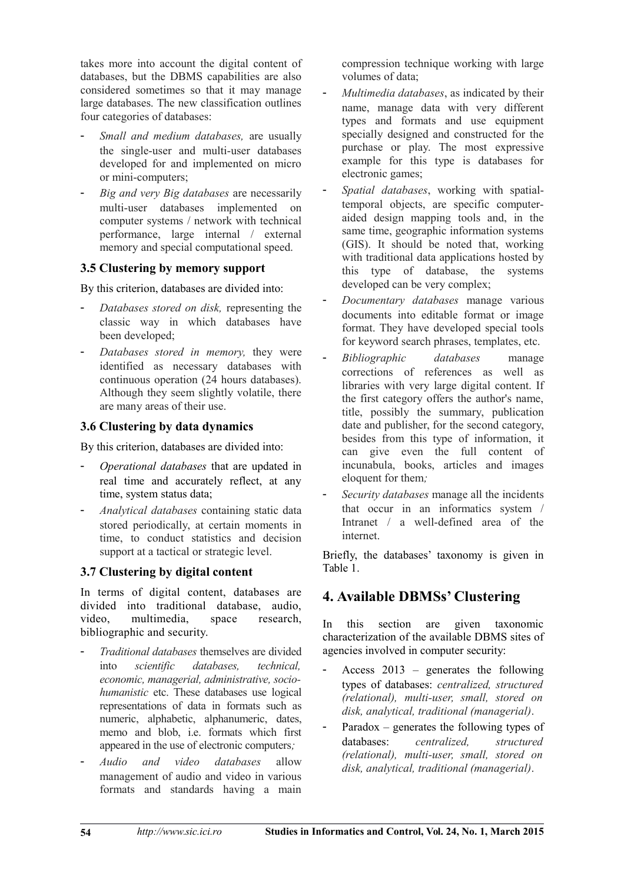takes more into account the digital content of databases, but the DBMS capabilities are also considered sometimes so that it may manage large databases. The new classification outlines four categories of databases:

- *Small and medium databases,* are usually the single-user and multi-user databases developed for and implemented on micro or mini-computers;
- *Big and very Big databases* are necessarily multi-user databases implemented on computer systems / network with technical performance, large internal / external memory and special computational speed.

### 3.5 Clustering by memory support

By this criterion, databases are divided into:

- *Databases stored on disk,* representing the classic way in which databases have been developed;
- *Databases stored in memory,* they were identified as necessary databases with continuous operation (24 hours databases). Although they seem slightly volatile, there are many areas of their use.

### 3.6 Clustering by data dynamics

By this criterion, databases are divided into:

- *Operational databases* that are updated in real time and accurately reflect, at any time, system status data;
- *Analytical databases* containing static data stored periodically, at certain moments in time, to conduct statistics and decision support at a tactical or strategic level.

### 3.7 Clustering by digital content

In terms of digital content, databases are divided into traditional database, audio, video, multimedia, space research, bibliographic and security.

- *Traditional databases* themselves are divided into *scientific databases, technical, economic, managerial, administrative, socio-humanistic* etc. These databases use logical representations of data in formats such as numeric, alphabetic, alphanumeric, dates, memo and blob, i.e. formats which first appeared in the use of electronic computers*;*
- *Audio and video databases* allow management of audio and video in various formats and standards having a main compression technique working with large volumes of data;
- *Multimedia databases*, as indicated by their name, manage data with very different types and formats and use equipment specially designed and constructed for the purchase or play. The most expressive example for this type is databases for electronic games;
- *Spatial databases*, working with spatial-temporal objects, are specific computer-aided design mapping tools and, in the same time, geographic information systems (GIS). It should be noted that, working with traditional data applications hosted by this type of database, the systems developed can be very complex;
- *Documentary databases* manage various documents into editable format or image format. They have developed special tools for keyword search phrases, templates, etc.
- *Bibliographic databases* manage corrections of references as well as libraries with very large digital content. If the first category offers the author's name, title, possibly the summary, publication date and publisher, for the second category, besides from this type of information, it can give even the full content of incunabula, books, articles and images eloquent for them*;*
- *Security databases* manage all the incidents that occur in an informatics system / Intranet / a well-defined area of the internet.

Briefly, the databases' taxonomy is given in Table 1.

## 4. Available DBMSs' Clustering

In this section are given taxonomic characterization of the available DBMS sites of agencies involved in computer security:

- Access 2013 – generates the following types of databases: *centralized, structured (relational), multi-user, small, stored on disk, analytical, traditional (managerial)*.
- Paradox – generates the following types of databases: *centralized, structured (relational), multi-user, small, stored on disk, analytical, traditional (managerial)*.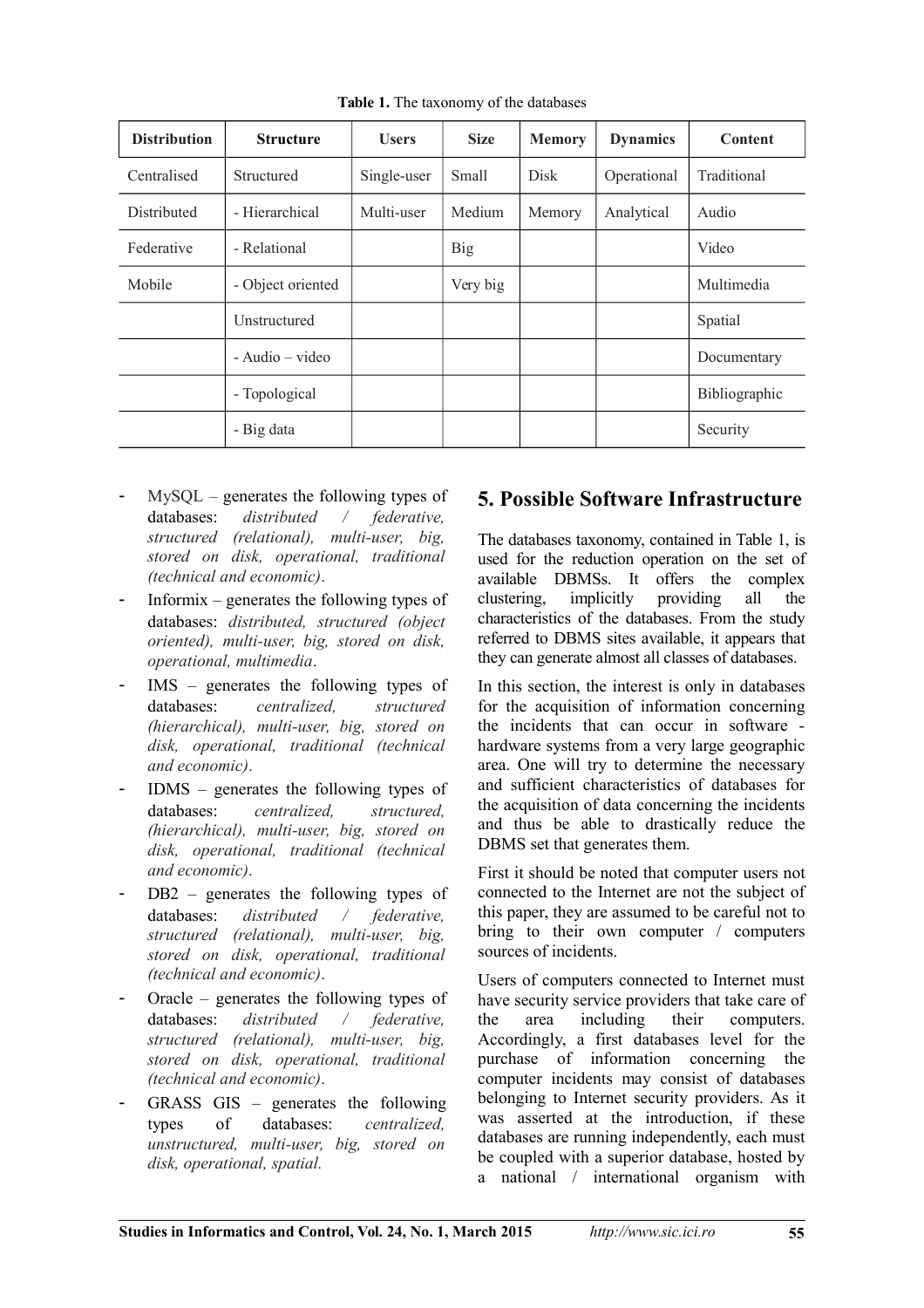**Table 1.** The taxonomy of the databases

| Distribution | Structure | Users | Size | Memory | Dynamics | Content |
|---|---|---|---|---|---|---|
| Centralised | Structured | Single-user | Small | Disk | Operational | Traditional |
| Distributed | - Hierarchical | Multi-user | Medium | Memory | Analytical | Audio |
| Federative | - Relational | | Big | | | Video |
| Mobile | - Object oriented | | Very big | | | Multimedia |
| | Unstructured | | | | | Spatial |
| | - Audio – video | | | | | Documentary |
| | - Topological | | | | | Bibliographic |
| | - Big data | | | | | Security |

- MySQL – generates the following types of databases: *distributed / federative, structured (relational), multi-user, big, stored on disk, operational, traditional (technical and economic)*.
- Informix – generates the following types of databases: *distributed, structured (object oriented), multi-user, big, stored on disk, operational, multimedia*.
- IMS – generates the following types of databases: *centralized, structured (hierarchical), multi-user, big, stored on disk, operational, traditional (technical and economic)*.
- IDMS – generates the following types of databases: *centralized, structured, (hierarchical), multi-user, big, stored on disk, operational, traditional (technical and economic)*.
- DB2 – generates the following types of databases: *distributed / federative, structured (relational), multi-user, big, stored on disk, operational, traditional (technical and economic)*.
- Oracle – generates the following types of databases: *distributed / federative, structured (relational), multi-user, big, stored on disk, operational, traditional (technical and economic)*.
- GRASS GIS – generates the following types of databases: *centralized, unstructured, multi-user, big, stored on disk, operational, spatial.*

## 5. Possible Software Infrastructure

The databases taxonomy, contained in Table 1, is used for the reduction operation on the set of available DBMSs. It offers the complex clustering, implicitly providing all the characteristics of the databases. From the study referred to DBMS sites available, it appears that they can generate almost all classes of databases.

In this section, the interest is only in databases for the acquisition of information concerning the incidents that can occur in software - hardware systems from a very large geographic area. One will try to determine the necessary and sufficient characteristics of databases for the acquisition of data concerning the incidents and thus be able to drastically reduce the DBMS set that generates them.

First it should be noted that computer users not connected to the Internet are not the subject of this paper, they are assumed to be careful not to bring to their own computer / computers sources of incidents.

Users of computers connected to Internet must have security service providers that take care of the area including their computers. Accordingly, a first databases level for the purchase of information concerning the computer incidents may consist of databases belonging to Internet security providers. As it was asserted at the introduction, if these databases are running independently, each must be coupled with a superior database, hosted by a national / international organism with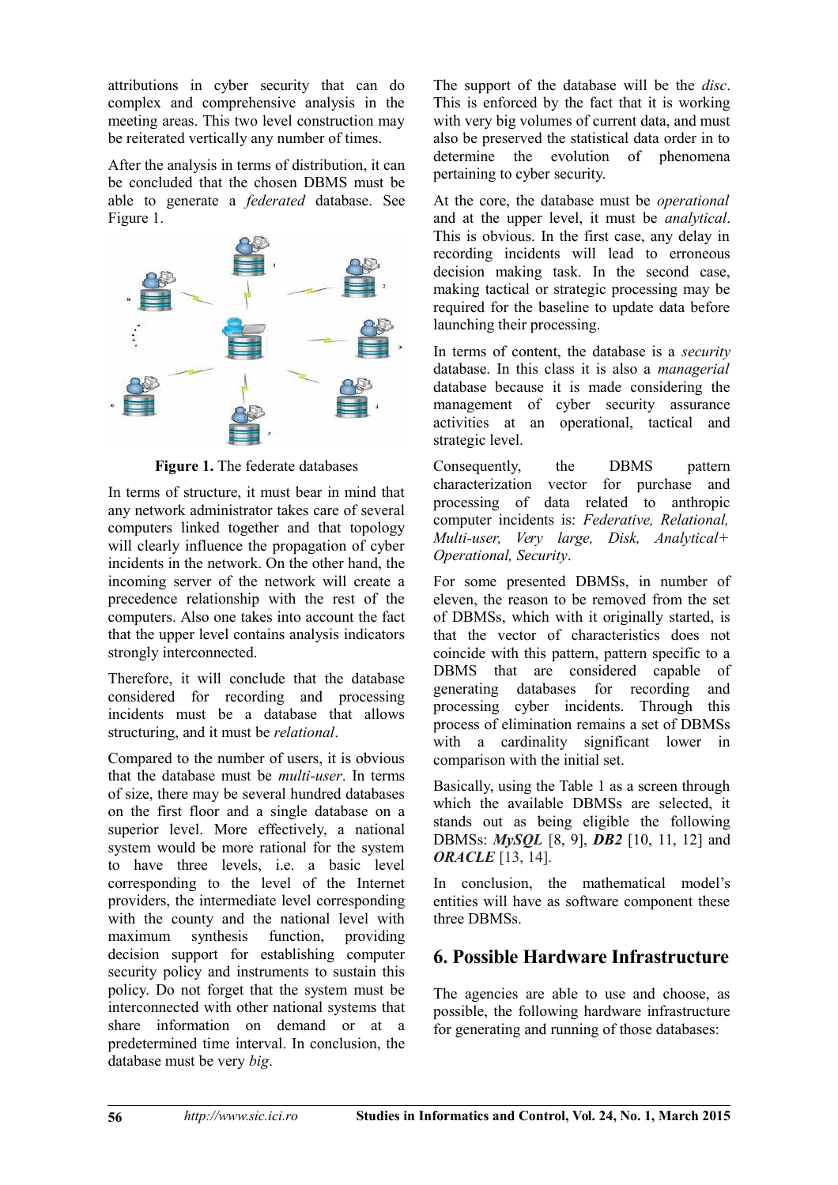attributions in cyber security that can do complex and comprehensive analysis in the meeting areas. This two level construction may be reiterated vertically any number of times.

After the analysis in terms of distribution, it can be concluded that the chosen DBMS must be able to generate a *federated* database. See Figure 1.

**Figure 1.** The federate databases

In terms of structure, it must bear in mind that any network administrator takes care of several computers linked together and that topology will clearly influence the propagation of cyber incidents in the network. On the other hand, the incoming server of the network will create a precedence relationship with the rest of the computers. Also one takes into account the fact that the upper level contains analysis indicators strongly interconnected.

Therefore, it will conclude that the database considered for recording and processing incidents must be a database that allows structuring, and it must be *relational*.

Compared to the number of users, it is obvious that the database must be *multi-user*. In terms of size, there may be several hundred databases on the first floor and a single database on a superior level. More effectively, a national system would be more rational for the system to have three levels, i.e. a basic level corresponding to the level of the Internet providers, the intermediate level corresponding with the county and the national level with maximum synthesis function, providing decision support for establishing computer security policy and instruments to sustain this policy. Do not forget that the system must be interconnected with other national systems that share information on demand or at a predetermined time interval. In conclusion, the database must be very *big*.

The support of the database will be the *disc*. This is enforced by the fact that it is working with very big volumes of current data, and must also be preserved the statistical data order in to determine the evolution of phenomena pertaining to cyber security.

At the core, the database must be *operational* and at the upper level, it must be *analytical*. This is obvious. In the first case, any delay in recording incidents will lead to erroneous decision making task. In the second case, making tactical or strategic processing may be required for the baseline to update data before launching their processing.

In terms of content, the database is a *security* database. In this class it is also a *managerial* database because it is made considering the management of cyber security assurance activities at an operational, tactical and strategic level.

Consequently, the DBMS pattern characterization vector for purchase and processing of data related to anthropic computer incidents is: *Federative, Relational, Multi-user, Very large, Disk, Analytical+ Operational, Security*.

For some presented DBMSs, in number of eleven, the reason to be removed from the set of DBMSs, which with it originally started, is that the vector of characteristics does not coincide with this pattern, pattern specific to a DBMS that are considered capable of generating databases for recording and processing cyber incidents. Through this process of elimination remains a set of DBMSs with a cardinality significant lower in comparison with the initial set.

Basically, using the Table 1 as a screen through which the available DBMSs are selected, it stands out as being eligible the following DBMSs: ***MySQL*** [8, 9], ***DB2*** [10, 11, 12] and ***ORACLE*** [13, 14].

In conclusion, the mathematical model's entities will have as software component these three DBMSs.

## 6. Possible Hardware Infrastructure

The agencies are able to use and choose, as possible, the following hardware infrastructure for generating and running of those databases: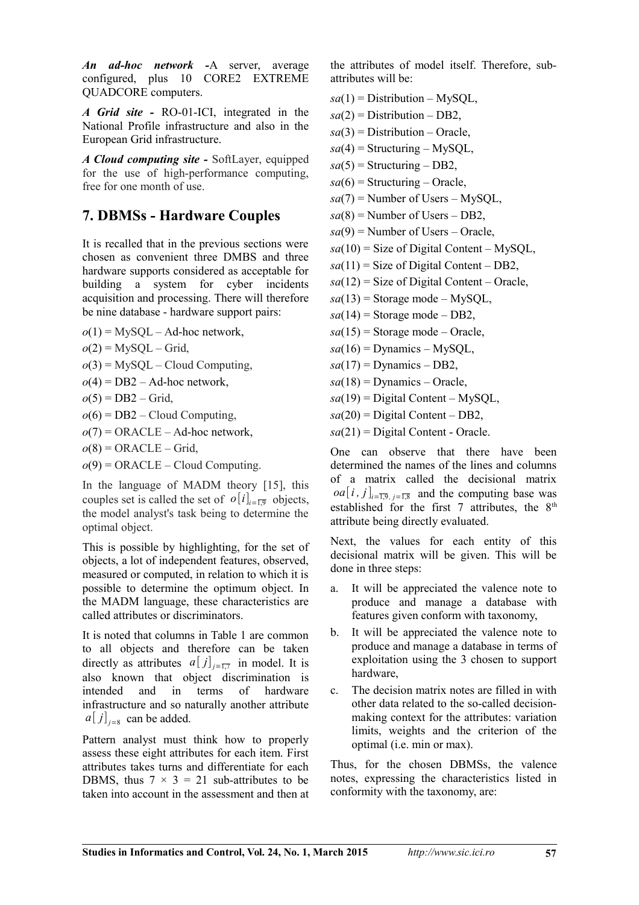***An ad-hoc network*** **-**A server, average configured, plus 10 CORE2 EXTREME QUADCORE computers.

***A Grid site*** **-** RO-01-ICI, integrated in the National Profile infrastructure and also in the European Grid infrastructure.

***A Cloud computing site*** **-** SoftLayer, equipped for the use of high-performance computing, free for one month of use.

## 7. DBMSs - Hardware Couples

It is recalled that in the previous sections were chosen as convenient three DMBS and three hardware supports considered as acceptable for building a system for cyber incidents acquisition and processing. There will therefore be nine database - hardware support pairs:

$o(1)$ = MySQL – Ad-hoc network,

$o(2)$ = MySQL – Grid,

$o(3)$ = MySQL – Cloud Computing,

$o(4)$ = DB2 – Ad-hoc network,

$o(5)$ = DB2 – Grid,

$o(6)$ = DB2 – Cloud Computing,

$o(7)$ = ORACLE – Ad-hoc network,

$o(8)$ = ORACLE – Grid,

$o(9)$ = ORACLE – Cloud Computing.

In the language of MADM theory [15], this couples set is called the set of $o[i]_{i=\overline{1,9}}$ objects, the model analyst's task being to determine the optimal object.

This is possible by highlighting, for the set of objects, a lot of independent features, observed, measured or computed, in relation to which it is possible to determine the optimum object. In the MADM language, these characteristics are called attributes or discriminators.

It is noted that columns in Table 1 are common to all objects and therefore can be taken directly as attributes $a[j]_{j=\overline{1,7}}$ in model. It is also known that object discrimination is intended and in terms of hardware infrastructure and so naturally another attribute $a[j]_{j=8}$ can be added.

Pattern analyst must think how to properly assess these eight attributes for each item. First attributes takes turns and differentiate for each DBMS, thus $7 \times 3 = 21$ sub-attributes to be taken into account in the assessment and then at the attributes of model itself. Therefore, sub-attributes will be:

$sa(1)$ = Distribution – MySQL,

$sa(2)$ = Distribution – DB2,

$sa(3)$ = Distribution – Oracle,

$sa(4)$ = Structuring – MySQL,

$sa(5)$ = Structuring – DB2,

$sa(6)$ = Structuring – Oracle,

$sa(7)$ = Number of Users – MySQL,

$sa(8)$ = Number of Users – DB2,

$sa(9)$ = Number of Users – Oracle,

$sa(10)$ = Size of Digital Content – MySQL,

$sa(11)$ = Size of Digital Content – DB2,

$sa(12)$ = Size of Digital Content – Oracle,

$sa(13)$ = Storage mode – MySQL,

$sa(14)$ = Storage mode – DB2,

$sa(15)$ = Storage mode – Oracle,

$sa(16)$ = Dynamics – MySQL,

$sa(17)$ = Dynamics – DB2,

$sa(18)$ = Dynamics – Oracle,

$sa(19)$ = Digital Content – MySQL,

$sa(20)$ = Digital Content – DB2,

$sa(21)$ = Digital Content - Oracle.

One can observe that there have been determined the names of the lines and columns of a matrix called the decisional matrix $oa[i,j]_{i=\overline{1,9},\, j=\overline{1,8}}$ and the computing base was established for the first 7 attributes, the 8th attribute being directly evaluated.

Next, the values for each entity of this decisional matrix will be given. This will be done in three steps:

a. It will be appreciated the valence note to produce and manage a database with features given conform with taxonomy,

b. It will be appreciated the valence note to produce and manage a database in terms of exploitation using the 3 chosen to support hardware,

c. The decision matrix notes are filled in with other data related to the so-called decision-making context for the attributes: variation limits, weights and the criterion of the optimal (i.e. min or max).

Thus, for the chosen DBMSs, the valence notes, expressing the characteristics listed in conformity with the taxonomy, are: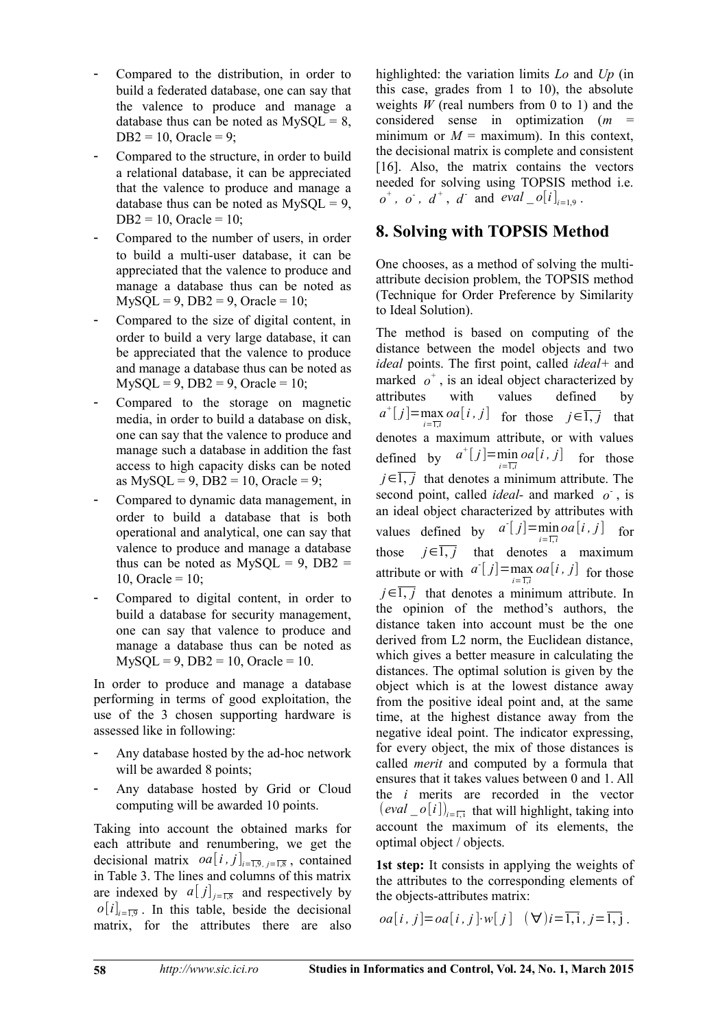- Compared to the distribution, in order to build a federated database, one can say that the valence to produce and manage a database thus can be noted as MySQL = 8, DB2 = 10, Oracle = 9;
- Compared to the structure, in order to build a relational database, it can be appreciated that the valence to produce and manage a database thus can be noted as MySQL = 9, DB2 = 10, Oracle = 10;
- Compared to the number of users, in order to build a multi-user database, it can be appreciated that the valence to produce and manage a database thus can be noted as MySQL = 9, DB2 = 9, Oracle = 10;
- Compared to the size of digital content, in order to build a very large database, it can be appreciated that the valence to produce and manage a database thus can be noted as MySQL = 9, DB2 = 9, Oracle = 10;
- Compared to the storage on magnetic media, in order to build a database on disk, one can say that the valence to produce and manage such a database in addition the fast access to high capacity disks can be noted as MySQL = 9, DB2 = 10, Oracle = 9;
- Compared to dynamic data management, in order to build a database that is both operational and analytical, one can say that valence to produce and manage a database thus can be noted as MySQL = 9, DB2 = 10, Oracle = 10;
- Compared to digital content, in order to build a database for security management, one can say that valence to produce and manage a database thus can be noted as MySQL = 9, DB2 = 10, Oracle = 10.

In order to produce and manage a database performing in terms of good exploitation, the use of the 3 chosen supporting hardware is assessed like in following:

- Any database hosted by the ad-hoc network will be awarded 8 points;
- Any database hosted by Grid or Cloud computing will be awarded 10 points.

Taking into account the obtained marks for each attribute and renumbering, we get the decisional matrix $oa[i,j]_{i=\overline{1,9},\, j=\overline{1,8}}$, contained in Table 3. The lines and columns of this matrix are indexed by $a[j]_{j=\overline{1,8}}$ and respectively by $o[i]_{i=\overline{1,9}}$. In this table, beside the decisional matrix, for the attributes there are also highlighted: the variation limits *Lo* and *Up* (in this case, grades from 1 to 10), the absolute weights *W* (real numbers from 0 to 1) and the considered sense in optimization (*m* = minimum or *M* = maximum). In this context, the decisional matrix is complete and consistent [16]. Also, the matrix contains the vectors needed for solving using TOPSIS method i.e. $o^+$, $o^-$, $d^+$, $d^-$ and $eval\_o[i]_{i=1,9}$.

## 8. Solving with TOPSIS Method

One chooses, as a method of solving the multi-attribute decision problem, the TOPSIS method (Technique for Order Preference by Similarity to Ideal Solution).

The method is based on computing of the distance between the model objects and two *ideal* points. The first point, called *ideal+* and marked $o^+$, is an ideal object characterized by attributes with values defined by $a^+[j] = \max_{i=\overline{1,i}} oa[i,j]$ for those $j \in \overline{1,j}$ that denotes a maximum attribute, or with values defined by $a^+[j] = \min_{i=\overline{1,i}} oa[i,j]$ for those $j \in \overline{1,j}$ that denotes a minimum attribute. The second point, called *ideal-* and marked $o^-$, is an ideal object characterized by attributes with values defined by $a^-[j] = \min_{i=\overline{1,i}} oa[i,j]$ for those $j \in \overline{1,j}$ that denotes a maximum attribute or with $a^-[j] = \max_{i=\overline{1,i}} oa[i,j]$ for those $j \in \overline{1,j}$ that denotes a minimum attribute. In the opinion of the method's authors, the distance taken into account must be the one derived from L2 norm, the Euclidean distance, which gives a better measure in calculating the distances. The optimal solution is given by the object which is at the lowest distance away from the positive ideal point and, at the same time, at the highest distance away from the negative ideal point. The indicator expressing, for every object, the mix of those distances is called *merit* and computed by a formula that ensures that it takes values between 0 and 1. All the *i* merits are recorded in the vector $(eval\_o[i])_{i=\overline{1,i}}$ that will highlight, taking into account the maximum of its elements, the optimal object / objects.

**1st step:** It consists in applying the weights of the attributes to the corresponding elements of the objects-attributes matrix:

$$oa[i,j] = oa[i,j] \cdot w[j] \quad (\forall) i = \overline{1,\mathrm{i}},\, j = \overline{1,\mathrm{j}}.$$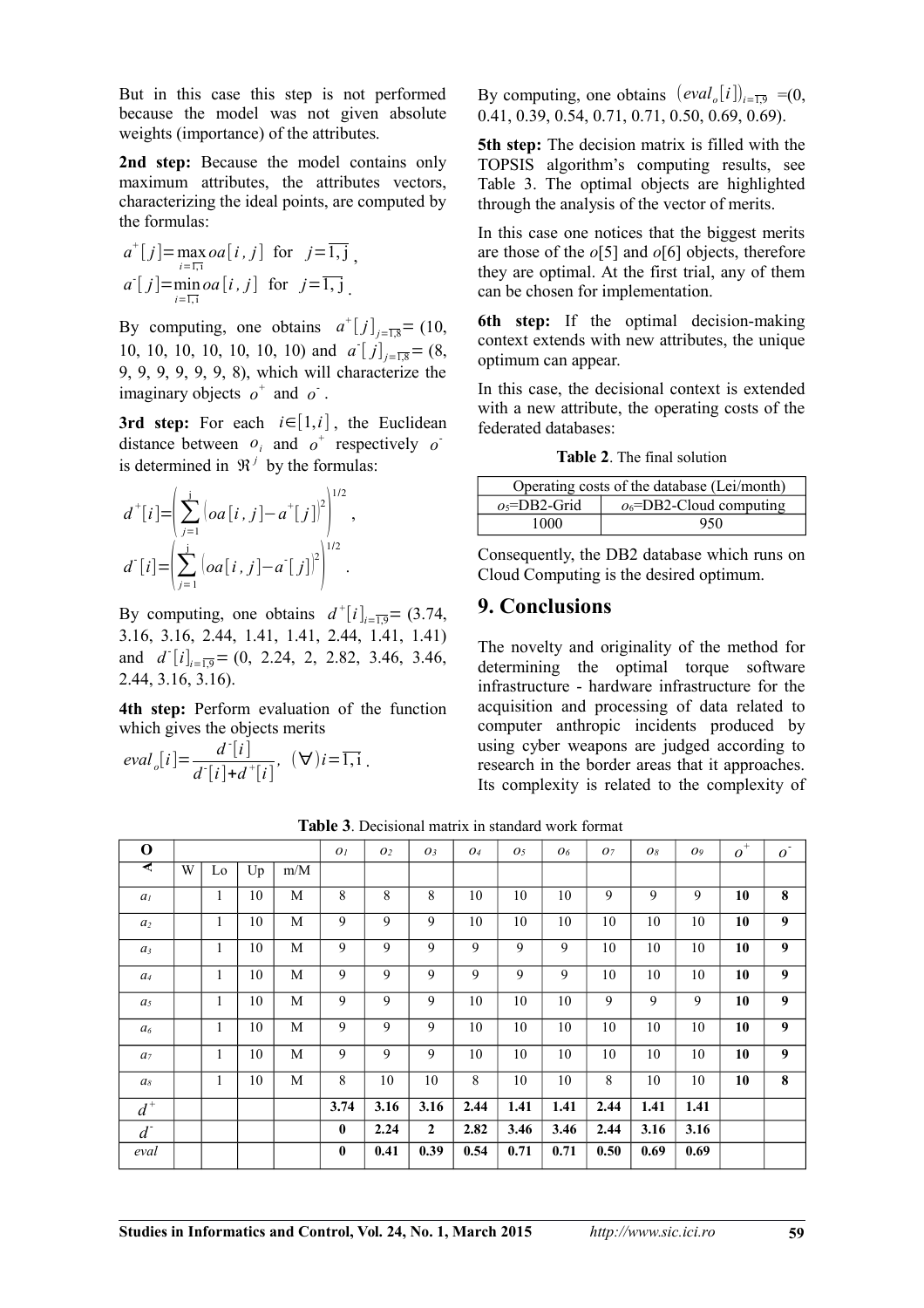But in this case this step is not performed because the model was not given absolute weights (importance) of the attributes.

**2nd step:** Because the model contains only maximum attributes, the attributes vectors, characterizing the ideal points, are computed by the formulas:

$$a^+[j]=\max_{i=\overline{1,i}} oa[i,j] \text{ for } j=\overline{1,j},$$

$$a^-[j]=\min_{i=\overline{1,i}} oa[i,j] \text{ for } j=\overline{1,j}.$$

By computing, one obtains $a^+[j]_{j=\overline{1,8}}=$ (10, 10, 10, 10, 10, 10, 10, 10) and $a^-[j]_{j=\overline{1,8}}=$ (8, 9, 9, 9, 9, 9, 9, 8), which will characterize the imaginary objects $o^+$ and $o^-$.

**3rd step:** For each $i\in[1,i]$, the Euclidean distance between $o_i$ and $o^+$ respectively $o^-$ is determined in $\Re^j$ by the formulas:

$$d^+[i]=\left(\sum_{j=1}^{j}\left(oa[i,j]-a^+[j]\right)^2\right)^{1/2},$$

$$d^-[i]=\left(\sum_{j=1}^{i}\left(oa[i,j]-a^-[j]\right)^2\right)^{1/2}.$$

By computing, one obtains $d^+[i]_{i=\overline{1,9}}=$ (3.74, 3.16, 3.16, 2.44, 1.41, 1.41, 2.44, 1.41, 1.41) and $d^-[i]_{i=\overline{1,9}}=$ (0, 2.24, 2, 2.82, 3.46, 3.46, 2.44, 3.16, 3.16).

**4th step:** Perform evaluation of the function which gives the objects merits

$$eval_o[i]=\frac{d^-[i]}{d^-[i]+d^+[i]},\ (\forall)i=\overline{1,i}.$$

By computing, one obtains $(eval_o[i])_{i=\overline{1,9}}$ =(0, 0.41, 0.39, 0.54, 0.71, 0.71, 0.50, 0.69, 0.69).

**5th step:** The decision matrix is filled with the TOPSIS algorithm's computing results, see Table 3. The optimal objects are highlighted through the analysis of the vector of merits.

In this case one notices that the biggest merits are those of the *o*[5] and *o*[6] objects, therefore they are optimal. At the first trial, any of them can be chosen for implementation.

**6th step:** If the optimal decision-making context extends with new attributes, the unique optimum can appear.

In this case, the decisional context is extended with a new attribute, the operating costs of the federated databases:

**Table 2**. The final solution

| Operating costs of the database (Lei/month) | |
|---|---|
| $o_5$=DB2-Grid | $o_6$=DB2-Cloud computing |
| 1000 | 950 |

Consequently, the DB2 database which runs on Cloud Computing is the desired optimum.

## 9. Conclusions

The novelty and originality of the method for determining the optimal torque software infrastructure - hardware infrastructure for the acquisition and processing of data related to computer anthropic incidents produced by using cyber weapons are judged according to research in the border areas that it approaches. Its complexity is related to the complexity of

**Table 3**. Decisional matrix in standard work format

| O | | | | | $o_1$ | $o_2$ | $o_3$ | $o_4$ | $o_5$ | $o_6$ | $o_7$ | $o_8$ | $o_9$ | $o^+$ | $o^-$ |
|---|---|---|---|---|---|---|---|---|---|---|---|---|---|---|---|
| ∢ | W | Lo | Up | m/M | | | | | | | | | | | |
| $a_1$ | | 1 | 10 | M | 8 | 8 | 8 | 10 | 10 | 10 | 9 | 9 | 9 | **10** | **8** |
| $a_2$ | | 1 | 10 | M | 9 | 9 | 9 | 10 | 10 | 10 | 10 | 10 | 10 | **10** | **9** |
| $a_3$ | | 1 | 10 | M | 9 | 9 | 9 | 9 | 9 | 9 | 10 | 10 | 10 | **10** | **9** |
| $a_4$ | | 1 | 10 | M | 9 | 9 | 9 | 9 | 9 | 9 | 10 | 10 | 10 | **10** | **9** |
| $a_5$ | | 1 | 10 | M | 9 | 9 | 9 | 10 | 10 | 10 | 9 | 9 | 9 | **10** | **9** |
| $a_6$ | | 1 | 10 | M | 9 | 9 | 9 | 10 | 10 | 10 | 10 | 10 | 10 | **10** | **9** |
| $a_7$ | | 1 | 10 | M | 9 | 9 | 9 | 10 | 10 | 10 | 10 | 10 | 10 | **10** | **9** |
| $a_8$ | | 1 | 10 | M | 8 | 10 | 10 | 8 | 10 | 10 | 8 | 10 | 10 | **10** | **8** |
| $d^+$ | | | | | **3.74** | **3.16** | **3.16** | **2.44** | **1.41** | **1.41** | **2.44** | **1.41** | **1.41** | | |
| $d^-$ | | | | | **0** | **2.24** | **2** | **2.82** | **3.46** | **3.46** | **2.44** | **3.16** | **3.16** | | |
| *eval* | | | | | **0** | **0.41** | **0.39** | **0.54** | **0.71** | **0.71** | **0.50** | **0.69** | **0.69** | | |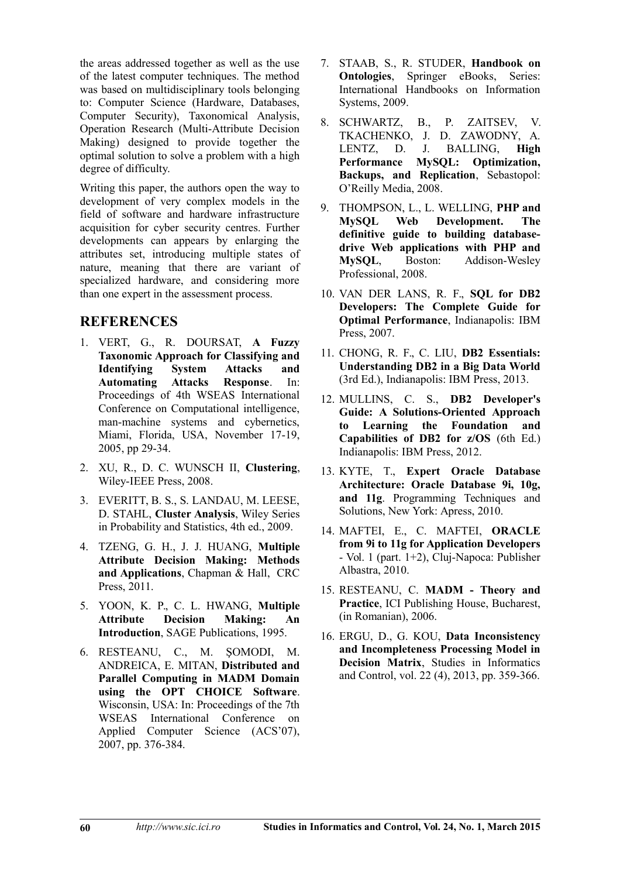the areas addressed together as well as the use of the latest computer techniques. The method was based on multidisciplinary tools belonging to: Computer Science (Hardware, Databases, Computer Security), Taxonomical Analysis, Operation Research (Multi-Attribute Decision Making) designed to provide together the optimal solution to solve a problem with a high degree of difficulty.

Writing this paper, the authors open the way to development of very complex models in the field of software and hardware infrastructure acquisition for cyber security centres. Further developments can appears by enlarging the attributes set, introducing multiple states of nature, meaning that there are variant of specialized hardware, and considering more than one expert in the assessment process.

## REFERENCES

1. VERT, G., R. DOURSAT, **A Fuzzy Taxonomic Approach for Classifying and Identifying System Attacks and Automating Attacks Response**. In: Proceedings of 4th WSEAS International Conference on Computational intelligence, man-machine systems and cybernetics, Miami, Florida, USA, November 17-19, 2005, pp 29-34.
2. XU, R., D. C. WUNSCH II, **Clustering**, Wiley-IEEE Press, 2008.
3. EVERITT, B. S., S. LANDAU, M. LEESE, D. STAHL, **Cluster Analysis**, Wiley Series in Probability and Statistics, 4th ed., 2009.
4. TZENG, G. H., J. J. HUANG, **Multiple Attribute Decision Making: Methods and Applications**, Chapman & Hall, CRC Press, 2011.
5. YOON, K. P., C. L. HWANG, **Multiple Attribute Decision Making: An Introduction**, SAGE Publications, 1995.
6. RESTEANU, C., M. ŞOMODI, M. ANDREICA, E. MITAN, **Distributed and Parallel Computing in MADM Domain using the OPT CHOICE Software**. Wisconsin, USA: In: Proceedings of the 7th WSEAS International Conference on Applied Computer Science (ACS'07), 2007, pp. 376-384.
7. STAAB, S., R. STUDER, **Handbook on Ontologies**, Springer eBooks, Series: International Handbooks on Information Systems, 2009.
8. SCHWARTZ, B., P. ZAITSEV, V. TKACHENKO, J. D. ZAWODNY, A. LENTZ, D. J. BALLING, **High Performance MySQL: Optimization, Backups, and Replication**, Sebastopol: O'Reilly Media, 2008.
9. THOMPSON, L., L. WELLING, **PHP and MySQL Web Development. The definitive guide to building database-drive Web applications with PHP and MySQL**, Boston: Addison-Wesley Professional, 2008.
10. VAN DER LANS, R. F., **SQL for DB2 Developers: The Complete Guide for Optimal Performance**, Indianapolis: IBM Press, 2007.
11. CHONG, R. F., C. LIU, **DB2 Essentials: Understanding DB2 in a Big Data World** (3rd Ed.), Indianapolis: IBM Press, 2013.
12. MULLINS, C. S., **DB2 Developer's Guide: A Solutions-Oriented Approach to Learning the Foundation and Capabilities of DB2 for z/OS** (6th Ed.) Indianapolis: IBM Press, 2012.
13. KYTE, T., **Expert Oracle Database Architecture: Oracle Database 9i, 10g, and 11g**. Programming Techniques and Solutions, New York: Apress, 2010.
14. MAFTEI, E., C. MAFTEI, **ORACLE from 9i to 11g for Application Developers** - Vol. 1 (part. 1+2), Cluj-Napoca: Publisher Albastra, 2010.
15. RESTEANU, C. **MADM - Theory and Practice**, ICI Publishing House, Bucharest, (in Romanian), 2006.
16. ERGU, D., G. KOU, **Data Inconsistency and Incompleteness Processing Model in Decision Matrix**, Studies in Informatics and Control, vol. 22 (4), 2013, pp. 359-366.